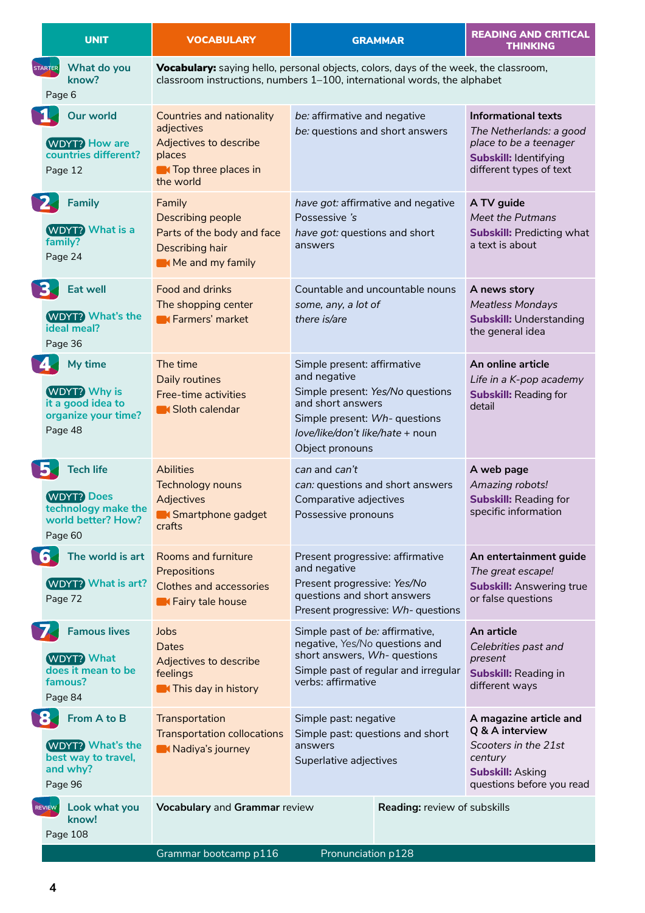| UNIT | VOCABULARY | GRAMMAR | READING AND CRITICAL THINKING |
|---|---|---|---|
| STARTER What do you know? Page 6 | **Vocabulary:** saying hello, personal objects, colors, days of the week, the classroom, classroom instructions, numbers 1–100, international words, the alphabet | | |
| 1 Our world<br>WDYT? How are countries different?<br>Page 12 | Countries and nationality adjectives<br>Adjectives to describe places<br>Top three places in the world | *be:* affirmative and negative<br>*be:* questions and short answers | **Informational texts**<br>*The Netherlands: a good place to be a teenager*<br>**Subskill:** Identifying different types of text |
| 2 Family<br>WDYT? What is a family?<br>Page 24 | Family<br>Describing people<br>Parts of the body and face<br>Describing hair<br>Me and my family | *have got:* affirmative and negative<br>Possessive *'s*<br>*have got:* questions and short answers | **A TV guide**<br>*Meet the Putmans*<br>**Subskill:** Predicting what a text is about |
| 3 Eat well<br>WDYT? What's the ideal meal?<br>Page 36 | Food and drinks<br>The shopping center<br>Farmers' market | Countable and uncountable nouns<br>*some, any, a lot of*<br>*there is/are* | **A news story**<br>*Meatless Mondays*<br>**Subskill:** Understanding the general idea |
| 4 My time<br>WDYT? Why is it a good idea to organize your time?<br>Page 48 | The time<br>Daily routines<br>Free-time activities<br>Sloth calendar | Simple present: affirmative and negative<br>Simple present: *Yes/No* questions and short answers<br>Simple present: *Wh-* questions<br>*love/like/don't like/hate* + noun<br>Object pronouns | **An online article**<br>*Life in a K-pop academy*<br>**Subskill:** Reading for detail |
| 5 Tech life<br>WDYT? Does technology make the world better? How?<br>Page 60 | Abilities<br>Technology nouns<br>Adjectives<br>Smartphone gadget crafts | *can* and *can't*<br>*can:* questions and short answers<br>Comparative adjectives<br>Possessive pronouns | **A web page**<br>*Amazing robots!*<br>**Subskill:** Reading for specific information |
| 6 The world is art<br>WDYT? What is art?<br>Page 72 | Rooms and furniture<br>Prepositions<br>Clothes and accessories<br>Fairy tale house | Present progressive: affirmative and negative<br>Present progressive: *Yes/No* questions and short answers<br>Present progressive: *Wh-* questions | **An entertainment guide**<br>*The great escape!*<br>**Subskill:** Answering true or false questions |
| 7 Famous lives<br>WDYT? What does it mean to be famous?<br>Page 84 | Jobs<br>Dates<br>Adjectives to describe feelings<br>This day in history | Simple past of *be:* affirmative, negative, *Yes/No* questions and short answers, *Wh-* questions<br>Simple past of regular and irregular verbs: affirmative | **An article**<br>*Celebrities past and present*<br>**Subskill:** Reading in different ways |
| 8 From A to B<br>WDYT? What's the best way to travel, and why?<br>Page 96 | Transportation<br>Transportation collocations<br>Nadiya's journey | Simple past: negative<br>Simple past: questions and short answers<br>Superlative adjectives | **A magazine article and Q & A interview**<br>*Scooters in the 21st century*<br>**Subskill:** Asking questions before you read |
| REVIEW Look what you know! Page 108 | **Vocabulary** and **Grammar** review | | **Reading:** review of subskills |
| | Grammar bootcamp p116 | Pronunciation p128 | |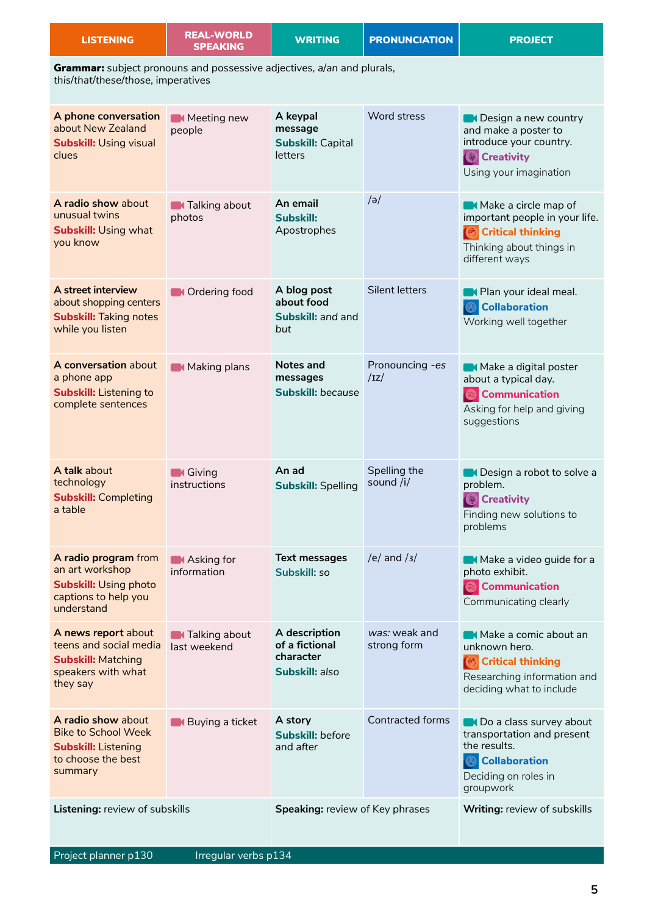| LISTENING | REAL-WORLD SPEAKING | WRITING | PRONUNCIATION | PROJECT |
|---|---|---|---|---|
| **Grammar:** subject pronouns and possessive adjectives, a/an and plurals, this/that/these/those, imperatives | | | | |
| **A phone conversation** about New Zealand **Subskill:** Using visual clues | Meeting new people | **A keypal message** **Subskill:** Capital letters | Word stress | Design a new country and make a poster to introduce your country. **Creativity** Using your imagination |
| **A radio show** about unusual twins **Subskill:** Using what you know | Talking about photos | **An email** **Subskill:** Apostrophes | /ə/ | Make a circle map of important people in your life. **Critical thinking** Thinking about things in different ways |
| **A street interview** about shopping centers **Subskill:** Taking notes while you listen | Ordering food | **A blog post about food** **Subskill:** *and* and *but* | Silent letters | Plan your ideal meal. **Collaboration** Working well together |
| **A conversation** about a phone app **Subskill:** Listening to complete sentences | Making plans | **Notes and messages** **Subskill:** *because* | Pronouncing *-es* /ɪz/ | Make a digital poster about a typical day. **Communication** Asking for help and giving suggestions |
| **A talk** about technology **Subskill:** Completing a table | Giving instructions | **An ad** **Subskill:** Spelling | Spelling the sound /i/ | Design a robot to solve a problem. **Creativity** Finding new solutions to problems |
| **A radio program** from an art workshop **Subskill:** Using photo captions to help you understand | Asking for information | **Text messages** **Subskill:** *so* | /e/ and /ɜ/ | Make a video guide for a photo exhibit. **Communication** Communicating clearly |
| **A news report** about teens and social media **Subskill:** Matching speakers with what they say | Talking about last weekend | **A description of a fictional character** **Subskill:** *also* | *was*: weak and strong form | Make a comic about an unknown hero. **Critical thinking** Researching information and deciding what to include |
| **A radio show** about Bike to School Week **Subskill:** Listening to choose the best summary | Buying a ticket | **A story** **Subskill:** *before* and *after* | Contracted forms | Do a class survey about transportation and present the results. **Collaboration** Deciding on roles in groupwork |
| **Listening:** review of subskills | | **Speaking:** review of Key phrases | | **Writing:** review of subskills |

Project planner p130 Irregular verbs p134